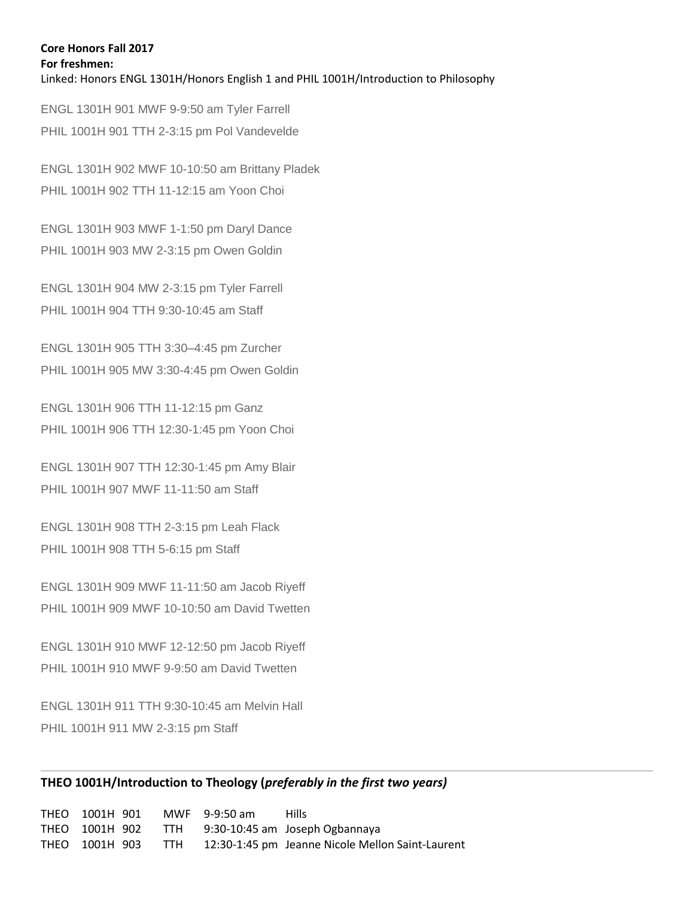**Core Honors Fall 2017**

**For freshmen:**

Linked: Honors ENGL 1301H/Honors English 1 and PHIL 1001H/Introduction to Philosophy

ENGL 1301H 901 MWF 9-9:50 am Tyler Farrell
PHIL 1001H 901 TTH 2-3:15 pm Pol Vandevelde

ENGL 1301H 902 MWF 10-10:50 am Brittany Pladek
PHIL 1001H 902 TTH 11-12:15 am Yoon Choi

ENGL 1301H 903 MWF 1-1:50 pm Daryl Dance
PHIL 1001H 903 MW 2-3:15 pm Owen Goldin

ENGL 1301H 904 MW 2-3:15 pm Tyler Farrell
PHIL 1001H 904 TTH 9:30-10:45 am Staff

ENGL 1301H 905 TTH 3:30–4:45 pm Zurcher
PHIL 1001H 905 MW 3:30-4:45 pm Owen Goldin

ENGL 1301H 906 TTH 11-12:15 pm Ganz
PHIL 1001H 906 TTH 12:30-1:45 pm Yoon Choi

ENGL 1301H 907 TTH 12:30-1:45 pm Amy Blair
PHIL 1001H 907 MWF 11-11:50 am Staff

ENGL 1301H 908 TTH 2-3:15 pm Leah Flack
PHIL 1001H 908 TTH 5-6:15 pm Staff

ENGL 1301H 909 MWF 11-11:50 am Jacob Riyeff
PHIL 1001H 909 MWF 10-10:50 am David Twetten

ENGL 1301H 910 MWF 12-12:50 pm Jacob Riyeff
PHIL 1001H 910 MWF 9-9:50 am David Twetten

ENGL 1301H 911 TTH 9:30-10:45 am Melvin Hall
PHIL 1001H 911 MW 2-3:15 pm Staff

---

**THEO 1001H/Introduction to Theology (*preferably in the first two years)***

| | | | | | |
|---|---|---|---|---|---|
| THEO | 1001H | 901 | MWF | 9-9:50 am | Hills |
| THEO | 1001H | 902 | TTH | 9:30-10:45 am | Joseph Ogbannaya |
| THEO | 1001H | 903 | TTH | 12:30-1:45 pm | Jeanne Nicole Mellon Saint-Laurent |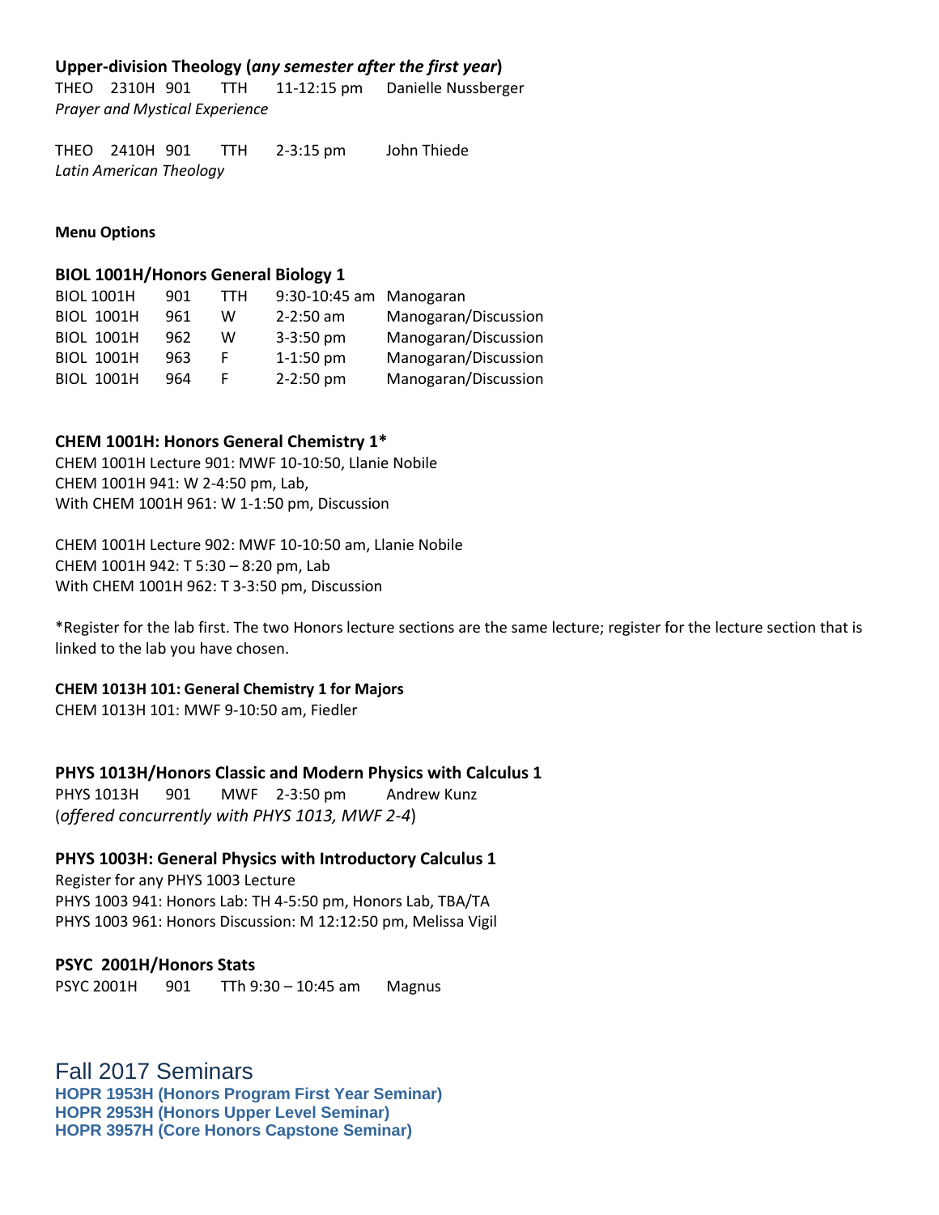**Upper-division Theology (*any semester after the first year*)**

THEO 2310H 901 TTH 11-12:15 pm Danielle Nussberger
*Prayer and Mystical Experience*

THEO 2410H 901 TTH 2-3:15 pm John Thiede
*Latin American Theology*

**Menu Options**

**BIOL 1001H/Honors General Biology 1**

| | | | | |
|---|---|---|---|---|
| BIOL 1001H | 901 | TTH | 9:30-10:45 am | Manogaran |
| BIOL 1001H | 961 | W | 2-2:50 am | Manogaran/Discussion |
| BIOL 1001H | 962 | W | 3-3:50 pm | Manogaran/Discussion |
| BIOL 1001H | 963 | F | 1-1:50 pm | Manogaran/Discussion |
| BIOL 1001H | 964 | F | 2-2:50 pm | Manogaran/Discussion |

**CHEM 1001H: Honors General Chemistry 1***

CHEM 1001H Lecture 901: MWF 10-10:50, Llanie Nobile
CHEM 1001H 941: W 2-4:50 pm, Lab,
With CHEM 1001H 961: W 1-1:50 pm, Discussion

CHEM 1001H Lecture 902: MWF 10-10:50 am, Llanie Nobile
CHEM 1001H 942: T 5:30 – 8:20 pm, Lab
With CHEM 1001H 962: T 3-3:50 pm, Discussion

*Register for the lab first. The two Honors lecture sections are the same lecture; register for the lecture section that is linked to the lab you have chosen.

**CHEM 1013H 101: General Chemistry 1 for Majors**

CHEM 1013H 101: MWF 9-10:50 am, Fiedler

**PHYS 1013H/Honors Classic and Modern Physics with Calculus 1**

PHYS 1013H 901 MWF 2-3:50 pm Andrew Kunz
(*offered concurrently with PHYS 1013, MWF 2-4*)

**PHYS 1003H: General Physics with Introductory Calculus 1**

Register for any PHYS 1003 Lecture
PHYS 1003 941: Honors Lab: TH 4-5:50 pm, Honors Lab, TBA/TA
PHYS 1003 961: Honors Discussion: M 12:12:50 pm, Melissa Vigil

**PSYC 2001H/Honors Stats**

PSYC 2001H 901 TTh 9:30 – 10:45 am Magnus

# Fall 2017 Seminars

**HOPR 1953H (Honors Program First Year Seminar)**
**HOPR 2953H (Honors Upper Level Seminar)**
**HOPR 3957H (Core Honors Capstone Seminar)**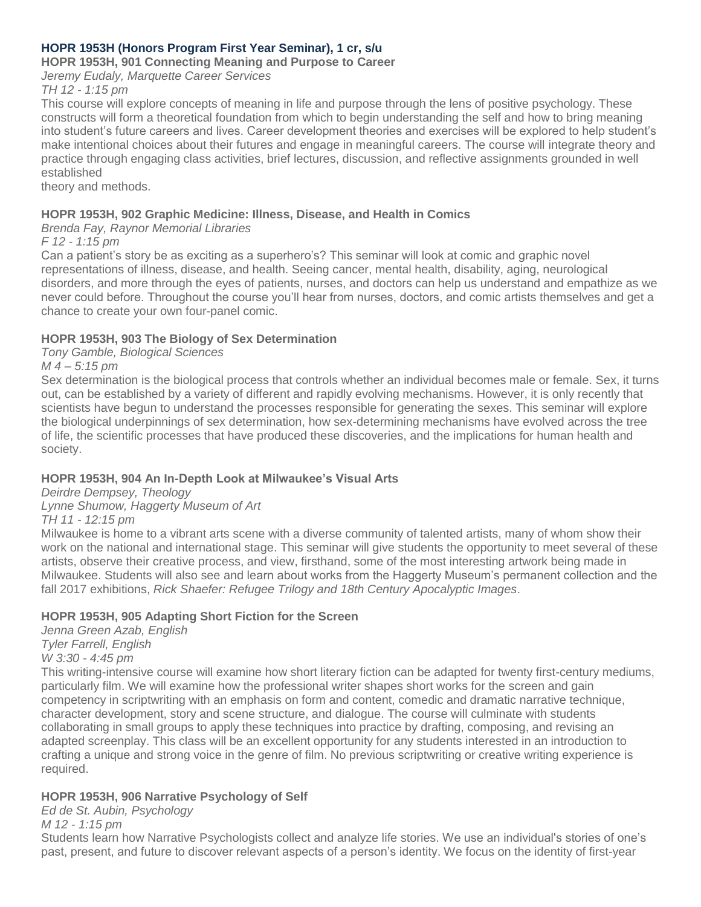## HOPR 1953H (Honors Program First Year Seminar), 1 cr, s/u

### HOPR 1953H, 901 Connecting Meaning and Purpose to Career

*Jeremy Eudaly, Marquette Career Services*
*TH 12 - 1:15 pm*

This course will explore concepts of meaning in life and purpose through the lens of positive psychology. These constructs will form a theoretical foundation from which to begin understanding the self and how to bring meaning into student's future careers and lives. Career development theories and exercises will be explored to help student's make intentional choices about their futures and engage in meaningful careers. The course will integrate theory and practice through engaging class activities, brief lectures, discussion, and reflective assignments grounded in well established theory and methods.

### HOPR 1953H, 902 Graphic Medicine: Illness, Disease, and Health in Comics

*Brenda Fay, Raynor Memorial Libraries*
*F 12 - 1:15 pm*

Can a patient's story be as exciting as a superhero's? This seminar will look at comic and graphic novel representations of illness, disease, and health. Seeing cancer, mental health, disability, aging, neurological disorders, and more through the eyes of patients, nurses, and doctors can help us understand and empathize as we never could before. Throughout the course you'll hear from nurses, doctors, and comic artists themselves and get a chance to create your own four-panel comic.

### HOPR 1953H, 903 The Biology of Sex Determination

*Tony Gamble, Biological Sciences*
*M 4 – 5:15 pm*

Sex determination is the biological process that controls whether an individual becomes male or female. Sex, it turns out, can be established by a variety of different and rapidly evolving mechanisms. However, it is only recently that scientists have begun to understand the processes responsible for generating the sexes. This seminar will explore the biological underpinnings of sex determination, how sex-determining mechanisms have evolved across the tree of life, the scientific processes that have produced these discoveries, and the implications for human health and society.

### HOPR 1953H, 904 An In-Depth Look at Milwaukee's Visual Arts

*Deirdre Dempsey, Theology*
*Lynne Shumow, Haggerty Museum of Art*
*TH 11 - 12:15 pm*

Milwaukee is home to a vibrant arts scene with a diverse community of talented artists, many of whom show their work on the national and international stage. This seminar will give students the opportunity to meet several of these artists, observe their creative process, and view, firsthand, some of the most interesting artwork being made in Milwaukee. Students will also see and learn about works from the Haggerty Museum's permanent collection and the fall 2017 exhibitions, *Rick Shaefer: Refugee Trilogy and 18th Century Apocalyptic Images*.

### HOPR 1953H, 905 Adapting Short Fiction for the Screen

*Jenna Green Azab, English*
*Tyler Farrell, English*
*W 3:30 - 4:45 pm*

This writing-intensive course will examine how short literary fiction can be adapted for twenty first-century mediums, particularly film. We will examine how the professional writer shapes short works for the screen and gain competency in scriptwriting with an emphasis on form and content, comedic and dramatic narrative technique, character development, story and scene structure, and dialogue. The course will culminate with students collaborating in small groups to apply these techniques into practice by drafting, composing, and revising an adapted screenplay. This class will be an excellent opportunity for any students interested in an introduction to crafting a unique and strong voice in the genre of film. No previous scriptwriting or creative writing experience is required.

### HOPR 1953H, 906 Narrative Psychology of Self

*Ed de St. Aubin, Psychology*
*M 12 - 1:15 pm*

Students learn how Narrative Psychologists collect and analyze life stories. We use an individual's stories of one's past, present, and future to discover relevant aspects of a person's identity. We focus on the identity of first-year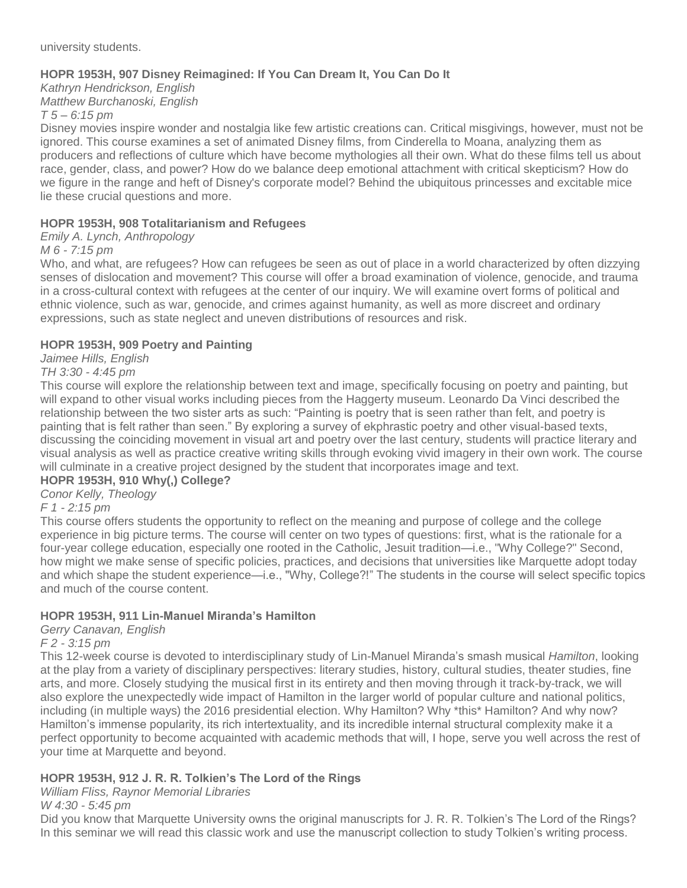university students.

### HOPR 1953H, 907 Disney Reimagined: If You Can Dream It, You Can Do It

*Kathryn Hendrickson, English*
*Matthew Burchanoski, English*
*T 5 – 6:15 pm*

Disney movies inspire wonder and nostalgia like few artistic creations can. Critical misgivings, however, must not be ignored. This course examines a set of animated Disney films, from Cinderella to Moana, analyzing them as producers and reflections of culture which have become mythologies all their own. What do these films tell us about race, gender, class, and power? How do we balance deep emotional attachment with critical skepticism? How do we figure in the range and heft of Disney's corporate model? Behind the ubiquitous princesses and excitable mice lie these crucial questions and more.

### HOPR 1953H, 908 Totalitarianism and Refugees

*Emily A. Lynch, Anthropology*
*M 6 - 7:15 pm*

Who, and what, are refugees? How can refugees be seen as out of place in a world characterized by often dizzying senses of dislocation and movement? This course will offer a broad examination of violence, genocide, and trauma in a cross-cultural context with refugees at the center of our inquiry. We will examine overt forms of political and ethnic violence, such as war, genocide, and crimes against humanity, as well as more discreet and ordinary expressions, such as state neglect and uneven distributions of resources and risk.

### HOPR 1953H, 909 Poetry and Painting

*Jaimee Hills, English*
*TH 3:30 - 4:45 pm*

This course will explore the relationship between text and image, specifically focusing on poetry and painting, but will expand to other visual works including pieces from the Haggerty museum. Leonardo Da Vinci described the relationship between the two sister arts as such: "Painting is poetry that is seen rather than felt, and poetry is painting that is felt rather than seen." By exploring a survey of ekphrastic poetry and other visual-based texts, discussing the coinciding movement in visual art and poetry over the last century, students will practice literary and visual analysis as well as practice creative writing skills through evoking vivid imagery in their own work. The course will culminate in a creative project designed by the student that incorporates image and text.

### HOPR 1953H, 910 Why(,) College?

*Conor Kelly, Theology*
*F 1 - 2:15 pm*

This course offers students the opportunity to reflect on the meaning and purpose of college and the college experience in big picture terms. The course will center on two types of questions: first, what is the rationale for a four-year college education, especially one rooted in the Catholic, Jesuit tradition—i.e., "Why College?" Second, how might we make sense of specific policies, practices, and decisions that universities like Marquette adopt today and which shape the student experience—i.e., "Why, College?!" The students in the course will select specific topics and much of the course content.

### HOPR 1953H, 911 Lin-Manuel Miranda's Hamilton

*Gerry Canavan, English*
*F 2 - 3:15 pm*

This 12-week course is devoted to interdisciplinary study of Lin-Manuel Miranda's smash musical *Hamilton*, looking at the play from a variety of disciplinary perspectives: literary studies, history, cultural studies, theater studies, fine arts, and more. Closely studying the musical first in its entirety and then moving through it track-by-track, we will also explore the unexpectedly wide impact of Hamilton in the larger world of popular culture and national politics, including (in multiple ways) the 2016 presidential election. Why Hamilton? Why *this* Hamilton? And why now? Hamilton's immense popularity, its rich intertextuality, and its incredible internal structural complexity make it a perfect opportunity to become acquainted with academic methods that will, I hope, serve you well across the rest of your time at Marquette and beyond.

### HOPR 1953H, 912 J. R. R. Tolkien's The Lord of the Rings

*William Fliss, Raynor Memorial Libraries*
*W 4:30 - 5:45 pm*

Did you know that Marquette University owns the original manuscripts for J. R. R. Tolkien's The Lord of the Rings? In this seminar we will read this classic work and use the manuscript collection to study Tolkien's writing process.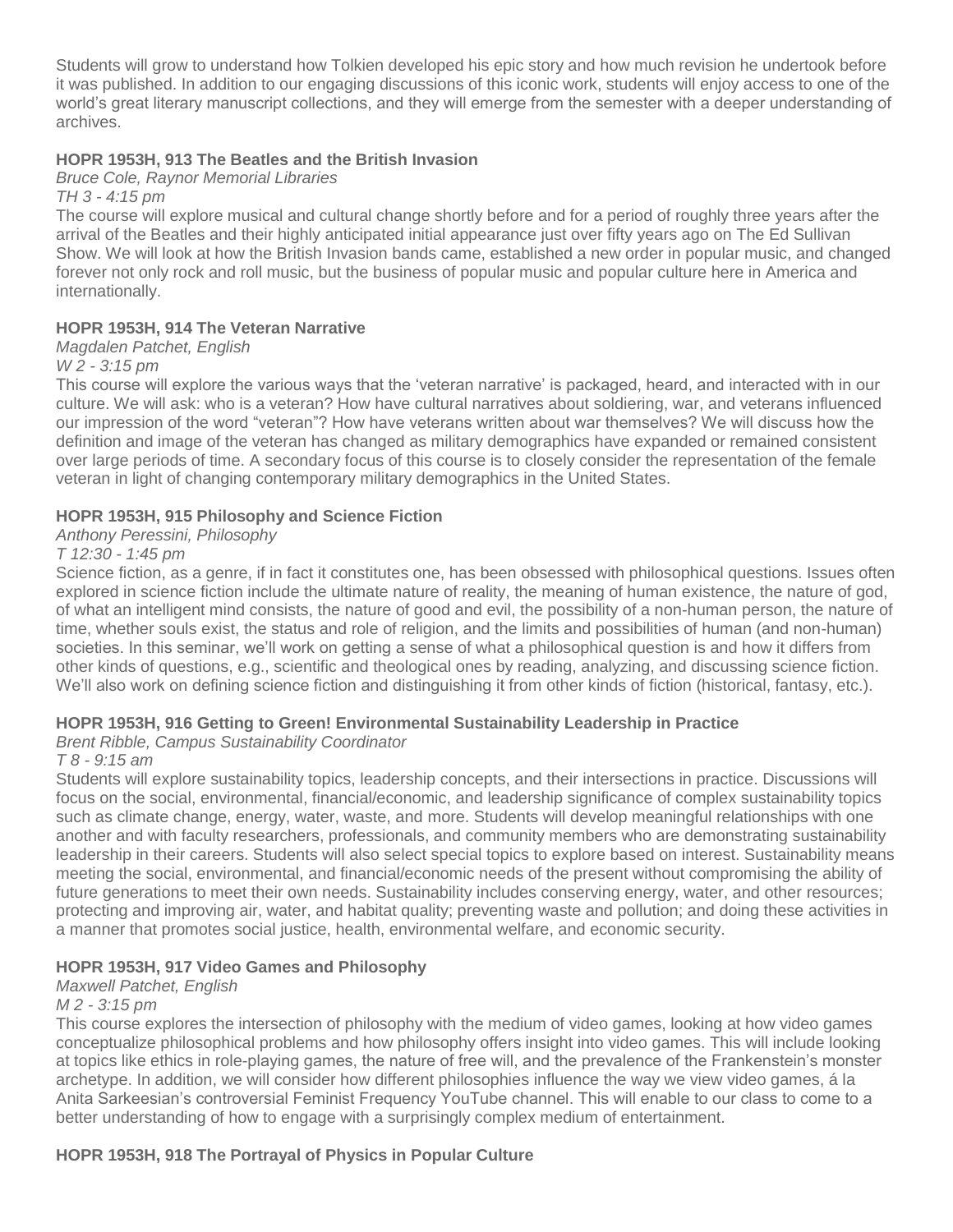Students will grow to understand how Tolkien developed his epic story and how much revision he undertook before it was published. In addition to our engaging discussions of this iconic work, students will enjoy access to one of the world's great literary manuscript collections, and they will emerge from the semester with a deeper understanding of archives.

**HOPR 1953H, 913 The Beatles and the British Invasion**

*Bruce Cole, Raynor Memorial Libraries*

*TH 3 - 4:15 pm*

The course will explore musical and cultural change shortly before and for a period of roughly three years after the arrival of the Beatles and their highly anticipated initial appearance just over fifty years ago on The Ed Sullivan Show. We will look at how the British Invasion bands came, established a new order in popular music, and changed forever not only rock and roll music, but the business of popular music and popular culture here in America and internationally.

**HOPR 1953H, 914 The Veteran Narrative**

*Magdalen Patchet, English*

*W 2 - 3:15 pm*

This course will explore the various ways that the 'veteran narrative' is packaged, heard, and interacted with in our culture. We will ask: who is a veteran? How have cultural narratives about soldiering, war, and veterans influenced our impression of the word "veteran"? How have veterans written about war themselves? We will discuss how the definition and image of the veteran has changed as military demographics have expanded or remained consistent over large periods of time. A secondary focus of this course is to closely consider the representation of the female veteran in light of changing contemporary military demographics in the United States.

**HOPR 1953H, 915 Philosophy and Science Fiction**

*Anthony Peressini, Philosophy*

*T 12:30 - 1:45 pm*

Science fiction, as a genre, if in fact it constitutes one, has been obsessed with philosophical questions. Issues often explored in science fiction include the ultimate nature of reality, the meaning of human existence, the nature of god, of what an intelligent mind consists, the nature of good and evil, the possibility of a non-human person, the nature of time, whether souls exist, the status and role of religion, and the limits and possibilities of human (and non-human) societies. In this seminar, we'll work on getting a sense of what a philosophical question is and how it differs from other kinds of questions, e.g., scientific and theological ones by reading, analyzing, and discussing science fiction. We'll also work on defining science fiction and distinguishing it from other kinds of fiction (historical, fantasy, etc.).

**HOPR 1953H, 916 Getting to Green! Environmental Sustainability Leadership in Practice**

*Brent Ribble, Campus Sustainability Coordinator*

*T 8 - 9:15 am*

Students will explore sustainability topics, leadership concepts, and their intersections in practice. Discussions will focus on the social, environmental, financial/economic, and leadership significance of complex sustainability topics such as climate change, energy, water, waste, and more. Students will develop meaningful relationships with one another and with faculty researchers, professionals, and community members who are demonstrating sustainability leadership in their careers. Students will also select special topics to explore based on interest. Sustainability means meeting the social, environmental, and financial/economic needs of the present without compromising the ability of future generations to meet their own needs. Sustainability includes conserving energy, water, and other resources; protecting and improving air, water, and habitat quality; preventing waste and pollution; and doing these activities in a manner that promotes social justice, health, environmental welfare, and economic security.

**HOPR 1953H, 917 Video Games and Philosophy**

*Maxwell Patchet, English*

*M 2 - 3:15 pm*

This course explores the intersection of philosophy with the medium of video games, looking at how video games conceptualize philosophical problems and how philosophy offers insight into video games. This will include looking at topics like ethics in role-playing games, the nature of free will, and the prevalence of the Frankenstein's monster archetype. In addition, we will consider how different philosophies influence the way we view video games, á la Anita Sarkeesian's controversial Feminist Frequency YouTube channel. This will enable to our class to come to a better understanding of how to engage with a surprisingly complex medium of entertainment.

**HOPR 1953H, 918 The Portrayal of Physics in Popular Culture**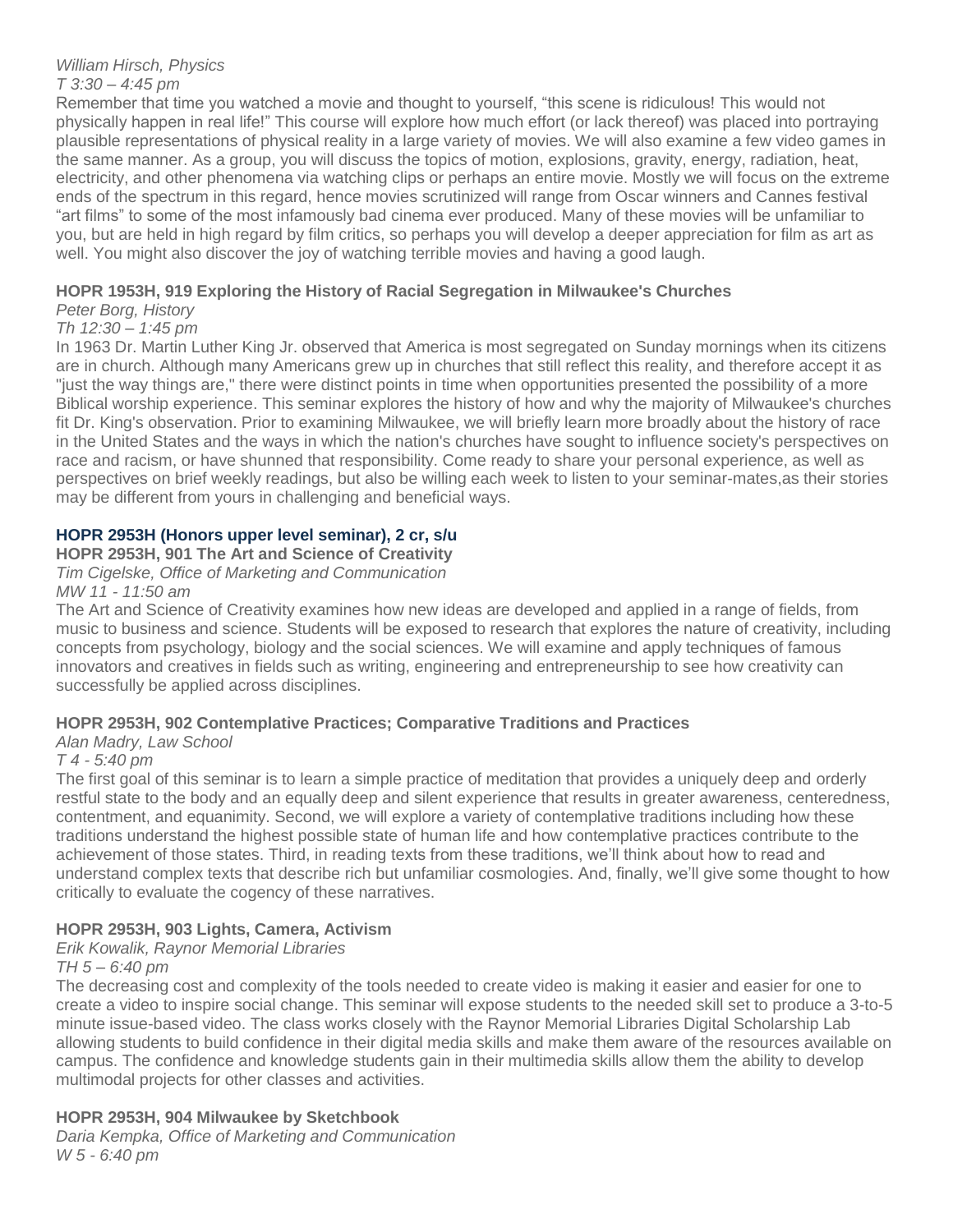*William Hirsch, Physics*
*T 3:30 – 4:45 pm*

Remember that time you watched a movie and thought to yourself, "this scene is ridiculous! This would not physically happen in real life!" This course will explore how much effort (or lack thereof) was placed into portraying plausible representations of physical reality in a large variety of movies. We will also examine a few video games in the same manner. As a group, you will discuss the topics of motion, explosions, gravity, energy, radiation, heat, electricity, and other phenomena via watching clips or perhaps an entire movie. Mostly we will focus on the extreme ends of the spectrum in this regard, hence movies scrutinized will range from Oscar winners and Cannes festival "art films" to some of the most infamously bad cinema ever produced. Many of these movies will be unfamiliar to you, but are held in high regard by film critics, so perhaps you will develop a deeper appreciation for film as art as well. You might also discover the joy of watching terrible movies and having a good laugh.

**HOPR 1953H, 919 Exploring the History of Racial Segregation in Milwaukee's Churches**
*Peter Borg, History*
*Th 12:30 – 1:45 pm*

In 1963 Dr. Martin Luther King Jr. observed that America is most segregated on Sunday mornings when its citizens are in church. Although many Americans grew up in churches that still reflect this reality, and therefore accept it as "just the way things are," there were distinct points in time when opportunities presented the possibility of a more Biblical worship experience. This seminar explores the history of how and why the majority of Milwaukee's churches fit Dr. King's observation. Prior to examining Milwaukee, we will briefly learn more broadly about the history of race in the United States and the ways in which the nation's churches have sought to influence society's perspectives on race and racism, or have shunned that responsibility. Come ready to share your personal experience, as well as perspectives on brief weekly readings, but also be willing each week to listen to your seminar-mates,as their stories may be different from yours in challenging and beneficial ways.

## HOPR 2953H (Honors upper level seminar), 2 cr, s/u

**HOPR 2953H, 901 The Art and Science of Creativity**
*Tim Cigelske, Office of Marketing and Communication*
*MW 11 - 11:50 am*

The Art and Science of Creativity examines how new ideas are developed and applied in a range of fields, from music to business and science. Students will be exposed to research that explores the nature of creativity, including concepts from psychology, biology and the social sciences. We will examine and apply techniques of famous innovators and creatives in fields such as writing, engineering and entrepreneurship to see how creativity can successfully be applied across disciplines.

**HOPR 2953H, 902 Contemplative Practices; Comparative Traditions and Practices**
*Alan Madry, Law School*
*T 4 - 5:40 pm*

The first goal of this seminar is to learn a simple practice of meditation that provides a uniquely deep and orderly restful state to the body and an equally deep and silent experience that results in greater awareness, centeredness, contentment, and equanimity. Second, we will explore a variety of contemplative traditions including how these traditions understand the highest possible state of human life and how contemplative practices contribute to the achievement of those states. Third, in reading texts from these traditions, we'll think about how to read and understand complex texts that describe rich but unfamiliar cosmologies. And, finally, we'll give some thought to how critically to evaluate the cogency of these narratives.

**HOPR 2953H, 903 Lights, Camera, Activism**
*Erik Kowalik, Raynor Memorial Libraries*
*TH 5 – 6:40 pm*

The decreasing cost and complexity of the tools needed to create video is making it easier and easier for one to create a video to inspire social change. This seminar will expose students to the needed skill set to produce a 3-to-5 minute issue-based video. The class works closely with the Raynor Memorial Libraries Digital Scholarship Lab allowing students to build confidence in their digital media skills and make them aware of the resources available on campus. The confidence and knowledge students gain in their multimedia skills allow them the ability to develop multimodal projects for other classes and activities.

**HOPR 2953H, 904 Milwaukee by Sketchbook**
*Daria Kempka, Office of Marketing and Communication*
*W 5 - 6:40 pm*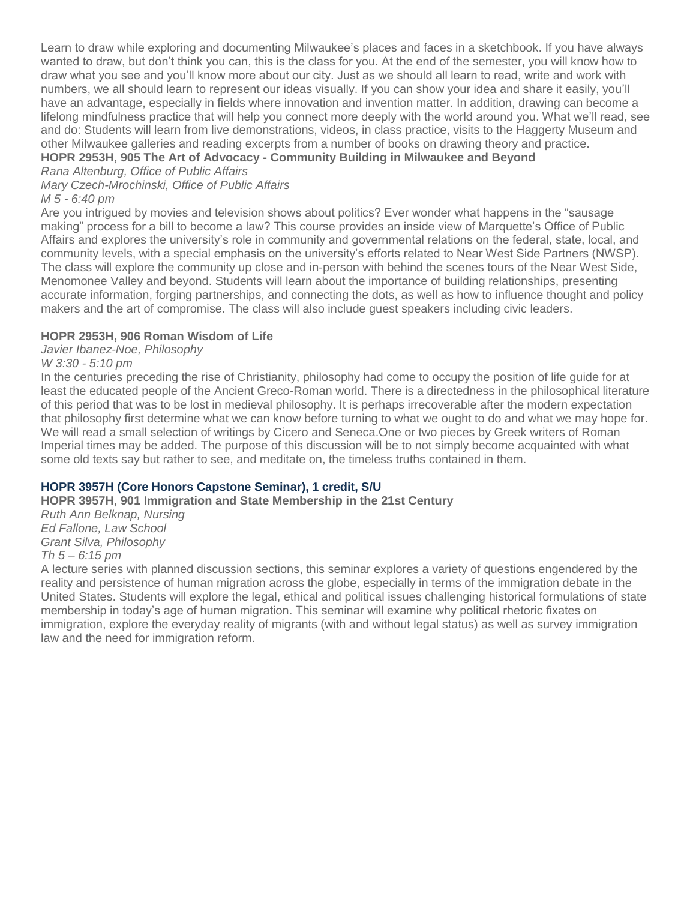Learn to draw while exploring and documenting Milwaukee's places and faces in a sketchbook. If you have always wanted to draw, but don't think you can, this is the class for you. At the end of the semester, you will know how to draw what you see and you'll know more about our city. Just as we should all learn to read, write and work with numbers, we all should learn to represent our ideas visually. If you can show your idea and share it easily, you'll have an advantage, especially in fields where innovation and invention matter. In addition, drawing can become a lifelong mindfulness practice that will help you connect more deeply with the world around you. What we'll read, see and do: Students will learn from live demonstrations, videos, in class practice, visits to the Haggerty Museum and other Milwaukee galleries and reading excerpts from a number of books on drawing theory and practice.

**HOPR 2953H, 905 The Art of Advocacy - Community Building in Milwaukee and Beyond**

*Rana Altenburg, Office of Public Affairs*
*Mary Czech-Mrochinski, Office of Public Affairs*
*M 5 - 6:40 pm*

Are you intrigued by movies and television shows about politics? Ever wonder what happens in the "sausage making" process for a bill to become a law? This course provides an inside view of Marquette's Office of Public Affairs and explores the university's role in community and governmental relations on the federal, state, local, and community levels, with a special emphasis on the university's efforts related to Near West Side Partners (NWSP). The class will explore the community up close and in-person with behind the scenes tours of the Near West Side, Menomonee Valley and beyond. Students will learn about the importance of building relationships, presenting accurate information, forging partnerships, and connecting the dots, as well as how to influence thought and policy makers and the art of compromise. The class will also include guest speakers including civic leaders.

**HOPR 2953H, 906 Roman Wisdom of Life**

*Javier Ibanez-Noe, Philosophy*
*W 3:30 - 5:10 pm*

In the centuries preceding the rise of Christianity, philosophy had come to occupy the position of life guide for at least the educated people of the Ancient Greco-Roman world. There is a directedness in the philosophical literature of this period that was to be lost in medieval philosophy. It is perhaps irrecoverable after the modern expectation that philosophy first determine what we can know before turning to what we ought to do and what we may hope for. We will read a small selection of writings by Cicero and Seneca.One or two pieces by Greek writers of Roman Imperial times may be added. The purpose of this discussion will be to not simply become acquainted with what some old texts say but rather to see, and meditate on, the timeless truths contained in them.

### HOPR 3957H (Core Honors Capstone Seminar), 1 credit, S/U

**HOPR 3957H, 901 Immigration and State Membership in the 21st Century**

*Ruth Ann Belknap, Nursing*
*Ed Fallone, Law School*
*Grant Silva, Philosophy*
*Th 5 – 6:15 pm*

A lecture series with planned discussion sections, this seminar explores a variety of questions engendered by the reality and persistence of human migration across the globe, especially in terms of the immigration debate in the United States. Students will explore the legal, ethical and political issues challenging historical formulations of state membership in today's age of human migration. This seminar will examine why political rhetoric fixates on immigration, explore the everyday reality of migrants (with and without legal status) as well as survey immigration law and the need for immigration reform.